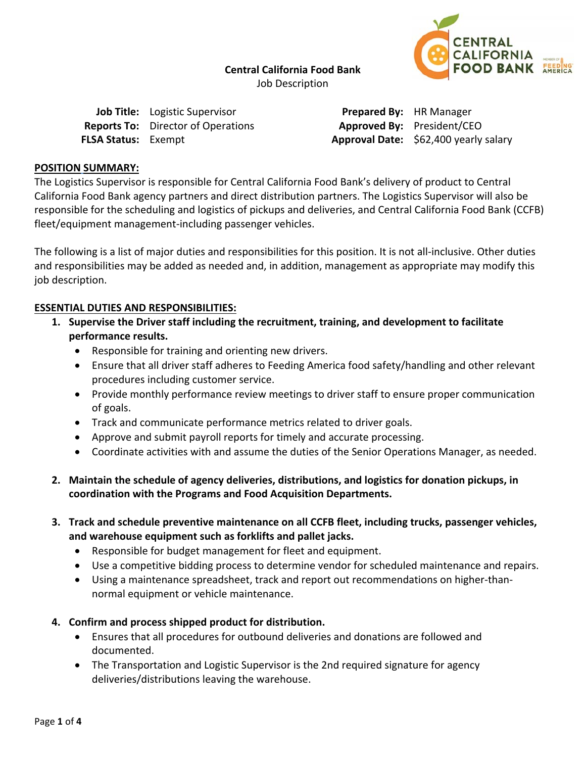**Central California Food Bank**
Job Description

| | | | |
|---|---|---|---|
| **Job Title:** | Logistic Supervisor | **Prepared By:** | HR Manager |
| **Reports To:** | Director of Operations | **Approved By:** | President/CEO |
| **FLSA Status:** | Exempt | **Approval Date:** | $62,400 yearly salary |

## POSITION SUMMARY:

The Logistics Supervisor is responsible for Central California Food Bank's delivery of product to Central California Food Bank agency partners and direct distribution partners. The Logistics Supervisor will also be responsible for the scheduling and logistics of pickups and deliveries, and Central California Food Bank (CCFB) fleet/equipment management-including passenger vehicles.

The following is a list of major duties and responsibilities for this position. It is not all-inclusive. Other duties and responsibilities may be added as needed and, in addition, management as appropriate may modify this job description.

## ESSENTIAL DUTIES AND RESPONSIBILITIES:

1. **Supervise the Driver staff including the recruitment, training, and development to facilitate performance results.**
   - Responsible for training and orienting new drivers.
   - Ensure that all driver staff adheres to Feeding America food safety/handling and other relevant procedures including customer service.
   - Provide monthly performance review meetings to driver staff to ensure proper communication of goals.
   - Track and communicate performance metrics related to driver goals.
   - Approve and submit payroll reports for timely and accurate processing.
   - Coordinate activities with and assume the duties of the Senior Operations Manager, as needed.

2. **Maintain the schedule of agency deliveries, distributions, and logistics for donation pickups, in coordination with the Programs and Food Acquisition Departments.**

3. **Track and schedule preventive maintenance on all CCFB fleet, including trucks, passenger vehicles, and warehouse equipment such as forklifts and pallet jacks.**
   - Responsible for budget management for fleet and equipment.
   - Use a competitive bidding process to determine vendor for scheduled maintenance and repairs.
   - Using a maintenance spreadsheet, track and report out recommendations on higher-than-normal equipment or vehicle maintenance.

4. **Confirm and process shipped product for distribution.**
   - Ensures that all procedures for outbound deliveries and donations are followed and documented.
   - The Transportation and Logistic Supervisor is the 2nd required signature for agency deliveries/distributions leaving the warehouse.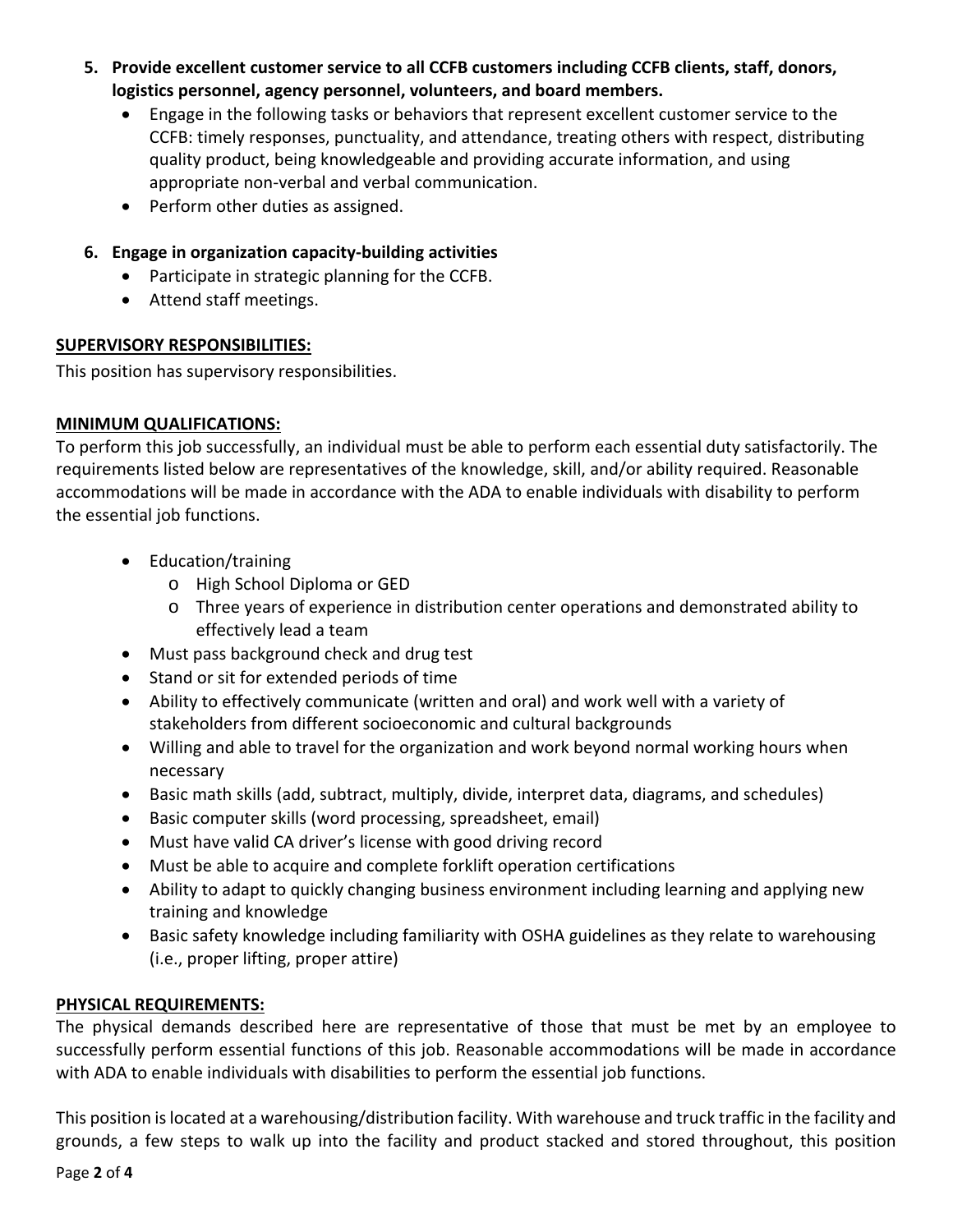5. **Provide excellent customer service to all CCFB customers including CCFB clients, staff, donors, logistics personnel, agency personnel, volunteers, and board members.**
   - Engage in the following tasks or behaviors that represent excellent customer service to the CCFB: timely responses, punctuality, and attendance, treating others with respect, distributing quality product, being knowledgeable and providing accurate information, and using appropriate non-verbal and verbal communication.
   - Perform other duties as assigned.

6. **Engage in organization capacity-building activities**
   - Participate in strategic planning for the CCFB.
   - Attend staff meetings.

**SUPERVISORY RESPONSIBILITIES:**

This position has supervisory responsibilities.

**MINIMUM QUALIFICATIONS:**

To perform this job successfully, an individual must be able to perform each essential duty satisfactorily. The requirements listed below are representatives of the knowledge, skill, and/or ability required. Reasonable accommodations will be made in accordance with the ADA to enable individuals with disability to perform the essential job functions.

- Education/training
  - High School Diploma or GED
  - Three years of experience in distribution center operations and demonstrated ability to effectively lead a team
- Must pass background check and drug test
- Stand or sit for extended periods of time
- Ability to effectively communicate (written and oral) and work well with a variety of stakeholders from different socioeconomic and cultural backgrounds
- Willing and able to travel for the organization and work beyond normal working hours when necessary
- Basic math skills (add, subtract, multiply, divide, interpret data, diagrams, and schedules)
- Basic computer skills (word processing, spreadsheet, email)
- Must have valid CA driver's license with good driving record
- Must be able to acquire and complete forklift operation certifications
- Ability to adapt to quickly changing business environment including learning and applying new training and knowledge
- Basic safety knowledge including familiarity with OSHA guidelines as they relate to warehousing (i.e., proper lifting, proper attire)

**PHYSICAL REQUIREMENTS:**

The physical demands described here are representative of those that must be met by an employee to successfully perform essential functions of this job. Reasonable accommodations will be made in accordance with ADA to enable individuals with disabilities to perform the essential job functions.

This position is located at a warehousing/distribution facility. With warehouse and truck traffic in the facility and grounds, a few steps to walk up into the facility and product stacked and stored throughout, this position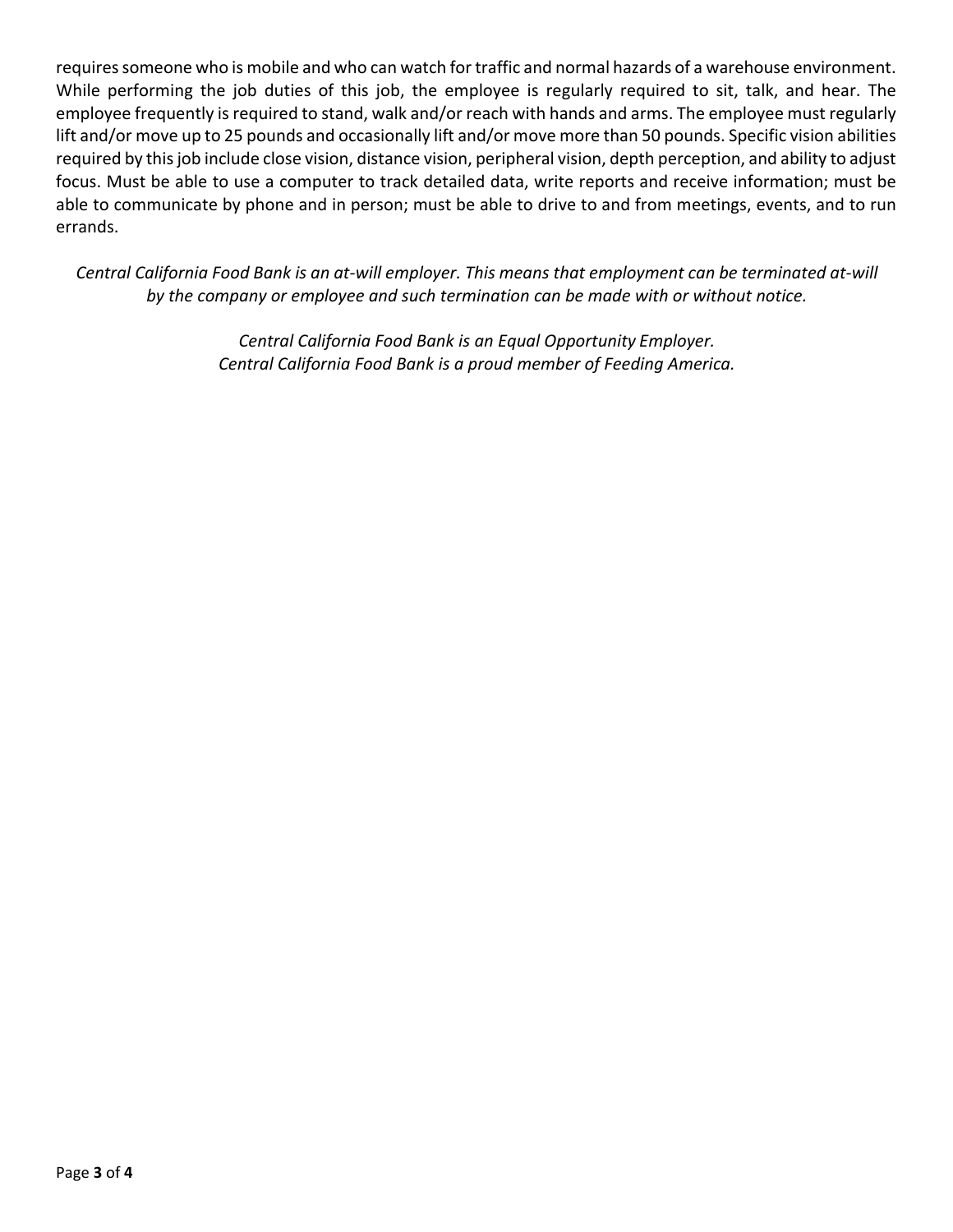requires someone who is mobile and who can watch for traffic and normal hazards of a warehouse environment. While performing the job duties of this job, the employee is regularly required to sit, talk, and hear. The employee frequently is required to stand, walk and/or reach with hands and arms. The employee must regularly lift and/or move up to 25 pounds and occasionally lift and/or move more than 50 pounds. Specific vision abilities required by this job include close vision, distance vision, peripheral vision, depth perception, and ability to adjust focus. Must be able to use a computer to track detailed data, write reports and receive information; must be able to communicate by phone and in person; must be able to drive to and from meetings, events, and to run errands.

*Central California Food Bank is an at-will employer. This means that employment can be terminated at-will by the company or employee and such termination can be made with or without notice.*

*Central California Food Bank is an Equal Opportunity Employer.*
*Central California Food Bank is a proud member of Feeding America.*